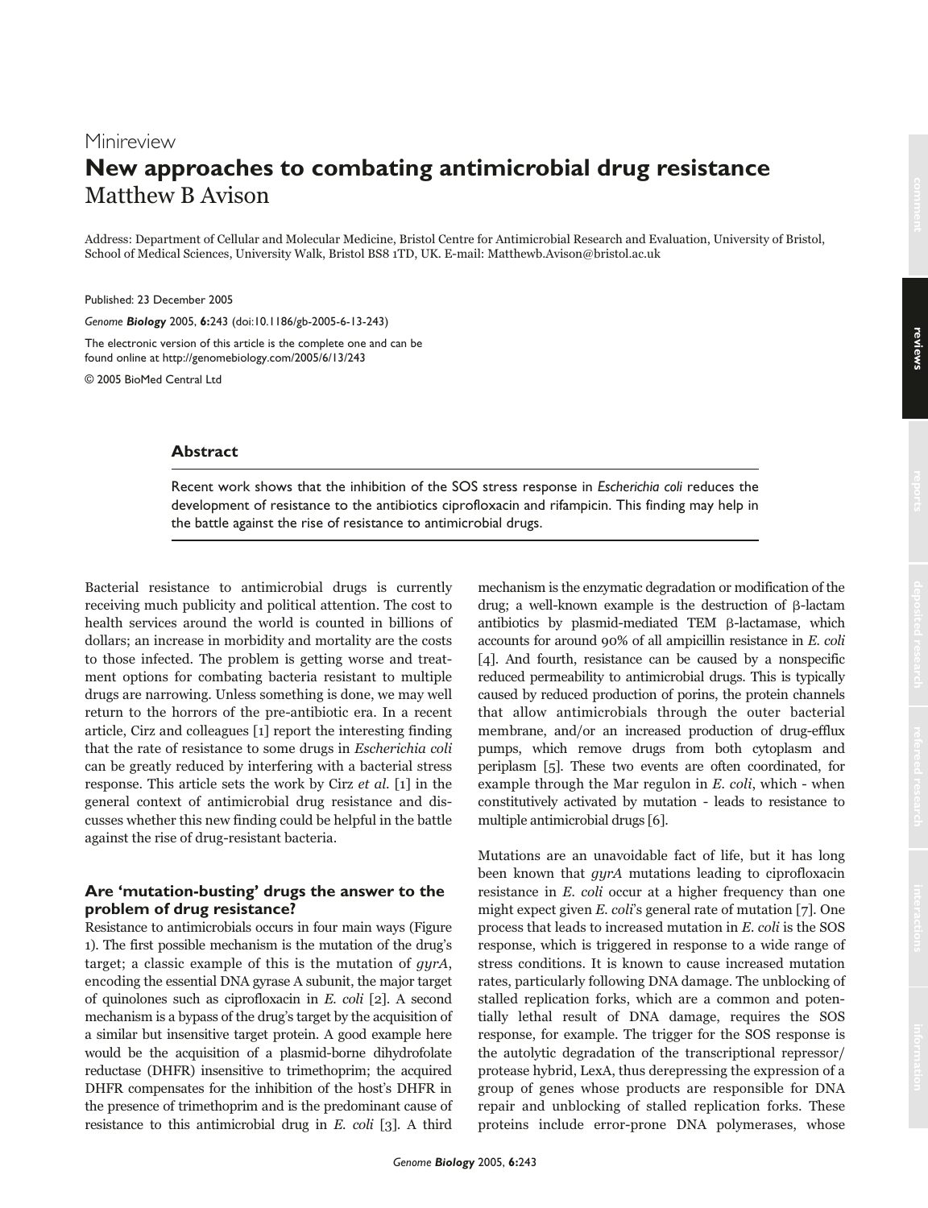Minireview

# New approaches to combating antimicrobial drug resistance

Matthew B Avison

Address: Department of Cellular and Molecular Medicine, Bristol Centre for Antimicrobial Research and Evaluation, University of Bristol, School of Medical Sciences, University Walk, Bristol BS8 1TD, UK. E-mail: Matthewb.Avison@bristol.ac.uk

Published: 23 December 2005

*Genome Biology* 2005, **6**:243 (doi:10.1186/gb-2005-6-13-243)

The electronic version of this article is the complete one and can be found online at http://genomebiology.com/2005/6/13/243

© 2005 BioMed Central Ltd

## Abstract

Recent work shows that the inhibition of the SOS stress response in *Escherichia coli* reduces the development of resistance to the antibiotics ciprofloxacin and rifampicin. This finding may help in the battle against the rise of resistance to antimicrobial drugs.

Bacterial resistance to antimicrobial drugs is currently receiving much publicity and political attention. The cost to health services around the world is counted in billions of dollars; an increase in morbidity and mortality are the costs to those infected. The problem is getting worse and treatment options for combating bacteria resistant to multiple drugs are narrowing. Unless something is done, we may well return to the horrors of the pre-antibiotic era. In a recent article, Cirz and colleagues [1] report the interesting finding that the rate of resistance to some drugs in *Escherichia coli* can be greatly reduced by interfering with a bacterial stress response. This article sets the work by Cirz *et al.* [1] in the general context of antimicrobial drug resistance and discusses whether this new finding could be helpful in the battle against the rise of drug-resistant bacteria.

### Are 'mutation-busting' drugs the answer to the problem of drug resistance?

Resistance to antimicrobials occurs in four main ways (Figure 1). The first possible mechanism is the mutation of the drug's target; a classic example of this is the mutation of *gyrA*, encoding the essential DNA gyrase A subunit, the major target of quinolones such as ciprofloxacin in *E. coli* [2]. A second mechanism is a bypass of the drug's target by the acquisition of a similar but insensitive target protein. A good example here would be the acquisition of a plasmid-borne dihydrofolate reductase (DHFR) insensitive to trimethoprim; the acquired DHFR compensates for the inhibition of the host's DHFR in the presence of trimethoprim and is the predominant cause of resistance to this antimicrobial drug in *E. coli* [3]. A third mechanism is the enzymatic degradation or modification of the drug; a well-known example is the destruction of β-lactam antibiotics by plasmid-mediated TEM β-lactamase, which accounts for around 90% of all ampicillin resistance in *E. coli* [4]. And fourth, resistance can be caused by a nonspecific reduced permeability to antimicrobial drugs. This is typically caused by reduced production of porins, the protein channels that allow antimicrobials through the outer bacterial membrane, and/or an increased production of drug-efflux pumps, which remove drugs from both cytoplasm and periplasm [5]. These two events are often coordinated, for example through the Mar regulon in *E. coli*, which - when constitutively activated by mutation - leads to resistance to multiple antimicrobial drugs [6].

Mutations are an unavoidable fact of life, but it has long been known that *gyrA* mutations leading to ciprofloxacin resistance in *E. coli* occur at a higher frequency than one might expect given *E. coli*'s general rate of mutation [7]. One process that leads to increased mutation in *E. coli* is the SOS response, which is triggered in response to a wide range of stress conditions. It is known to cause increased mutation rates, particularly following DNA damage. The unblocking of stalled replication forks, which are a common and potentially lethal result of DNA damage, requires the SOS response, for example. The trigger for the SOS response is the autolytic degradation of the transcriptional repressor/protease hybrid, LexA, thus derepressing the expression of a group of genes whose products are responsible for DNA repair and unblocking of stalled replication forks. These proteins include error-prone DNA polymerases, whose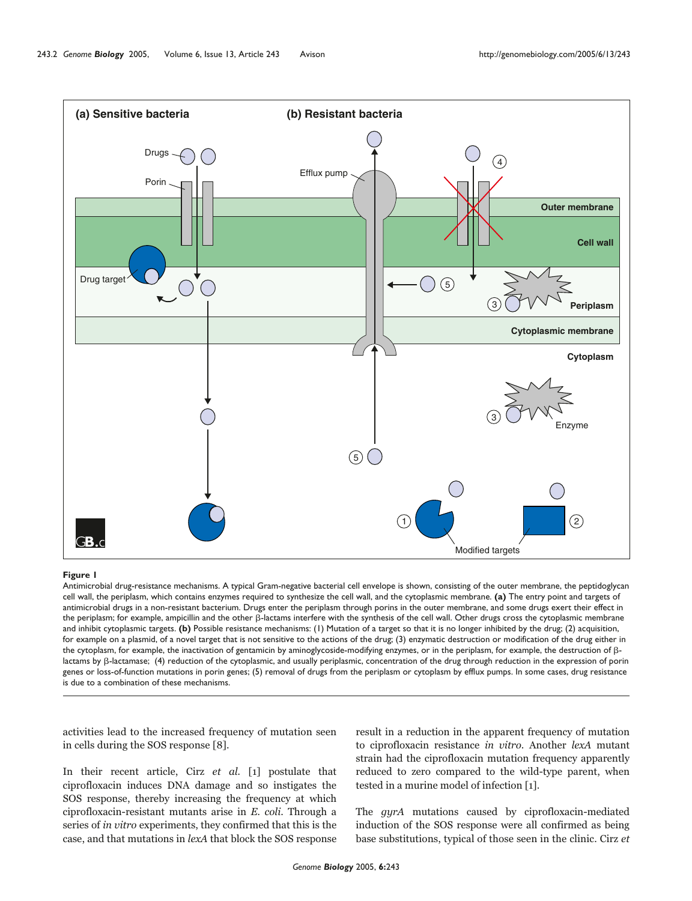**Figure 1**

Antimicrobial drug-resistance mechanisms. A typical Gram-negative bacterial cell envelope is shown, consisting of the outer membrane, the peptidoglycan cell wall, the periplasm, which contains enzymes required to synthesize the cell wall, and the cytoplasmic membrane. **(a)** The entry point and targets of antimicrobial drugs in a non-resistant bacterium. Drugs enter the periplasm through porins in the outer membrane, and some drugs exert their effect in the periplasm; for example, ampicillin and the other β-lactams interfere with the synthesis of the cell wall. Other drugs cross the cytoplasmic membrane and inhibit cytoplasmic targets. **(b)** Possible resistance mechanisms: (1) Mutation of a target so that it is no longer inhibited by the drug; (2) acquisition, for example on a plasmid, of a novel target that is not sensitive to the actions of the drug; (3) enzymatic destruction or modification of the drug either in the cytoplasm, for example, the inactivation of gentamicin by aminoglycoside-modifying enzymes, or in the periplasm, for example, the destruction of β-lactams by β-lactamase; (4) reduction of the cytoplasmic, and usually periplasmic, concentration of the drug through reduction in the expression of porin genes or loss-of-function mutations in porin genes; (5) removal of drugs from the periplasm or cytoplasm by efflux pumps. In some cases, drug resistance is due to a combination of these mechanisms.

activities lead to the increased frequency of mutation seen in cells during the SOS response [8].

In their recent article, Cirz *et al.* [1] postulate that ciprofloxacin induces DNA damage and so instigates the SOS response, thereby increasing the frequency at which ciprofloxacin-resistant mutants arise in *E. coli*. Through a series of *in vitro* experiments, they confirmed that this is the case, and that mutations in *lexA* that block the SOS response result in a reduction in the apparent frequency of mutation to ciprofloxacin resistance *in vitro*. Another *lexA* mutant strain had the ciprofloxacin mutation frequency apparently reduced to zero compared to the wild-type parent, when tested in a murine model of infection [1].

The *gyrA* mutations caused by ciprofloxacin-mediated induction of the SOS response were all confirmed as being base substitutions, typical of those seen in the clinic. Cirz *et*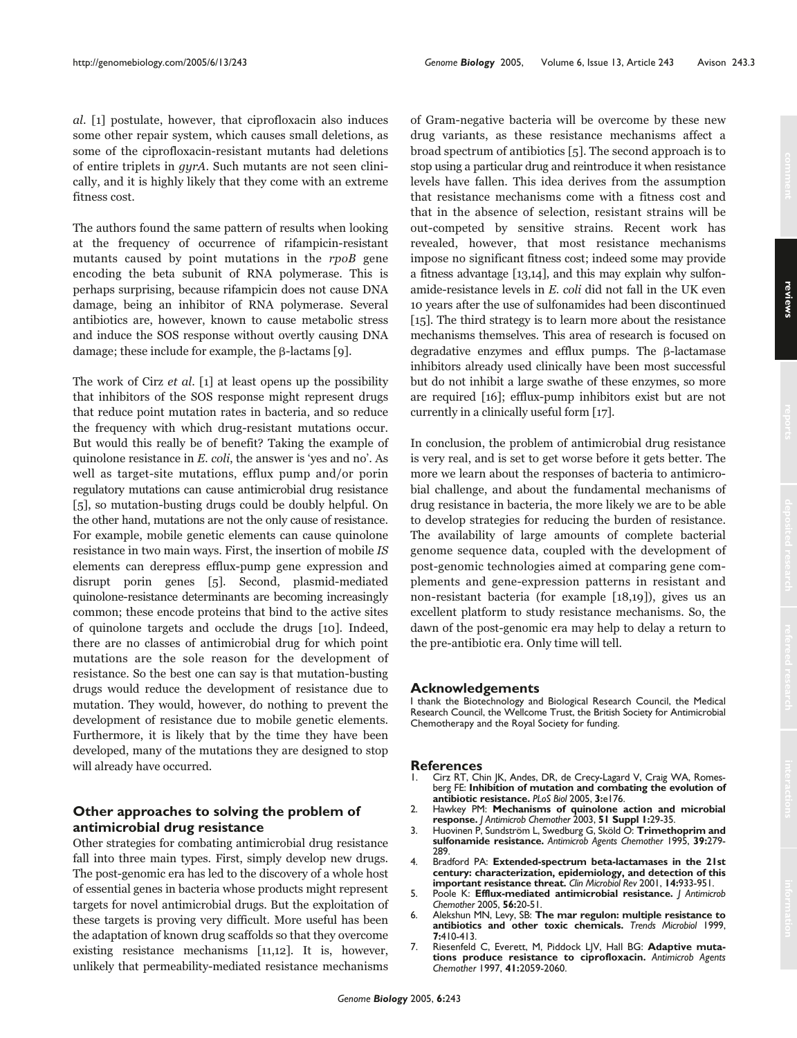*al*. [1] postulate, however, that ciprofloxacin also induces some other repair system, which causes small deletions, as some of the ciprofloxacin-resistant mutants had deletions of entire triplets in *gyrA*. Such mutants are not seen clinically, and it is highly likely that they come with an extreme fitness cost.

The authors found the same pattern of results when looking at the frequency of occurrence of rifampicin-resistant mutants caused by point mutations in the *rpoB* gene encoding the beta subunit of RNA polymerase. This is perhaps surprising, because rifampicin does not cause DNA damage, being an inhibitor of RNA polymerase. Several antibiotics are, however, known to cause metabolic stress and induce the SOS response without overtly causing DNA damage; these include for example, the β-lactams [9].

The work of Cirz *et al*. [1] at least opens up the possibility that inhibitors of the SOS response might represent drugs that reduce point mutation rates in bacteria, and so reduce the frequency with which drug-resistant mutations occur. But would this really be of benefit? Taking the example of quinolone resistance in *E. coli*, the answer is 'yes and no'. As well as target-site mutations, efflux pump and/or porin regulatory mutations can cause antimicrobial drug resistance [5], so mutation-busting drugs could be doubly helpful. On the other hand, mutations are not the only cause of resistance. For example, mobile genetic elements can cause quinolone resistance in two main ways. First, the insertion of mobile *IS* elements can derepress efflux-pump gene expression and disrupt porin genes [5]. Second, plasmid-mediated quinolone-resistance determinants are becoming increasingly common; these encode proteins that bind to the active sites of quinolone targets and occlude the drugs [10]. Indeed, there are no classes of antimicrobial drug for which point mutations are the sole reason for the development of resistance. So the best one can say is that mutation-busting drugs would reduce the development of resistance due to mutation. They would, however, do nothing to prevent the development of resistance due to mobile genetic elements. Furthermore, it is likely that by the time they have been developed, many of the mutations they are designed to stop will already have occurred.

## Other approaches to solving the problem of antimicrobial drug resistance

Other strategies for combating antimicrobial drug resistance fall into three main types. First, simply develop new drugs. The post-genomic era has led to the discovery of a whole host of essential genes in bacteria whose products might represent targets for novel antimicrobial drugs. But the exploitation of these targets is proving very difficult. More useful has been the adaptation of known drug scaffolds so that they overcome existing resistance mechanisms [11,12]. It is, however, unlikely that permeability-mediated resistance mechanisms of Gram-negative bacteria will be overcome by these new drug variants, as these resistance mechanisms affect a broad spectrum of antibiotics [5]. The second approach is to stop using a particular drug and reintroduce it when resistance levels have fallen. This idea derives from the assumption that resistance mechanisms come with a fitness cost and that in the absence of selection, resistant strains will be out-competed by sensitive strains. Recent work has revealed, however, that most resistance mechanisms impose no significant fitness cost; indeed some may provide a fitness advantage [13,14], and this may explain why sulfonamide-resistance levels in *E. coli* did not fall in the UK even 10 years after the use of sulfonamides had been discontinued [15]. The third strategy is to learn more about the resistance mechanisms themselves. This area of research is focused on degradative enzymes and efflux pumps. The β-lactamase inhibitors already used clinically have been most successful but do not inhibit a large swathe of these enzymes, so more are required [16]; efflux-pump inhibitors exist but are not currently in a clinically useful form [17].

In conclusion, the problem of antimicrobial drug resistance is very real, and is set to get worse before it gets better. The more we learn about the responses of bacteria to antimicrobial challenge, and about the fundamental mechanisms of drug resistance in bacteria, the more likely we are to be able to develop strategies for reducing the burden of resistance. The availability of large amounts of complete bacterial genome sequence data, coupled with the development of post-genomic technologies aimed at comparing gene complements and gene-expression patterns in resistant and non-resistant bacteria (for example [18,19]), gives us an excellent platform to study resistance mechanisms. So, the dawn of the post-genomic era may help to delay a return to the pre-antibiotic era. Only time will tell.

## Acknowledgements

I thank the Biotechnology and Biological Research Council, the Medical Research Council, the Wellcome Trust, the British Society for Antimicrobial Chemotherapy and the Royal Society for funding.

## References

1. Cirz RT, Chin JK, Andes, DR, de Crecy-Lagard V, Craig WA, Romesberg FE: **Inhibition of mutation and combating the evolution of antibiotic resistance.** *PLoS Biol* 2005, **3:**e176.
2. Hawkey PM: **Mechanisms of quinolone action and microbial response.** *J Antimicrob Chemother* 2003, **51 Suppl 1:**29-35.
3. Huovinen P, Sundström L, Swedburg G, Sköld O: **Trimethoprim and sulfonamide resistance.** *Antimicrob Agents Chemother* 1995, **39:**279-289.
4. Bradford PA: **Extended-spectrum beta-lactamases in the 21st century: characterization, epidemiology, and detection of this important resistance threat.** *Clin Microbiol Rev* 2001, **14:**933-951.
5. Poole K: **Efflux-mediated antimicrobial resistance.** *J Antimicrob Chemother* 2005, **56:**20-51.
6. Alekshun MN, Levy, SB: **The mar regulon: multiple resistance to antibiotics and other toxic chemicals.** *Trends Microbiol* 1999, **7:**410-413.
7. Riesenfeld C, Everett, M, Piddock LJV, Hall BG: **Adaptive mutations produce resistance to ciprofloxacin.** *Antimicrob Agents Chemother* 1997, **41:**2059-2060.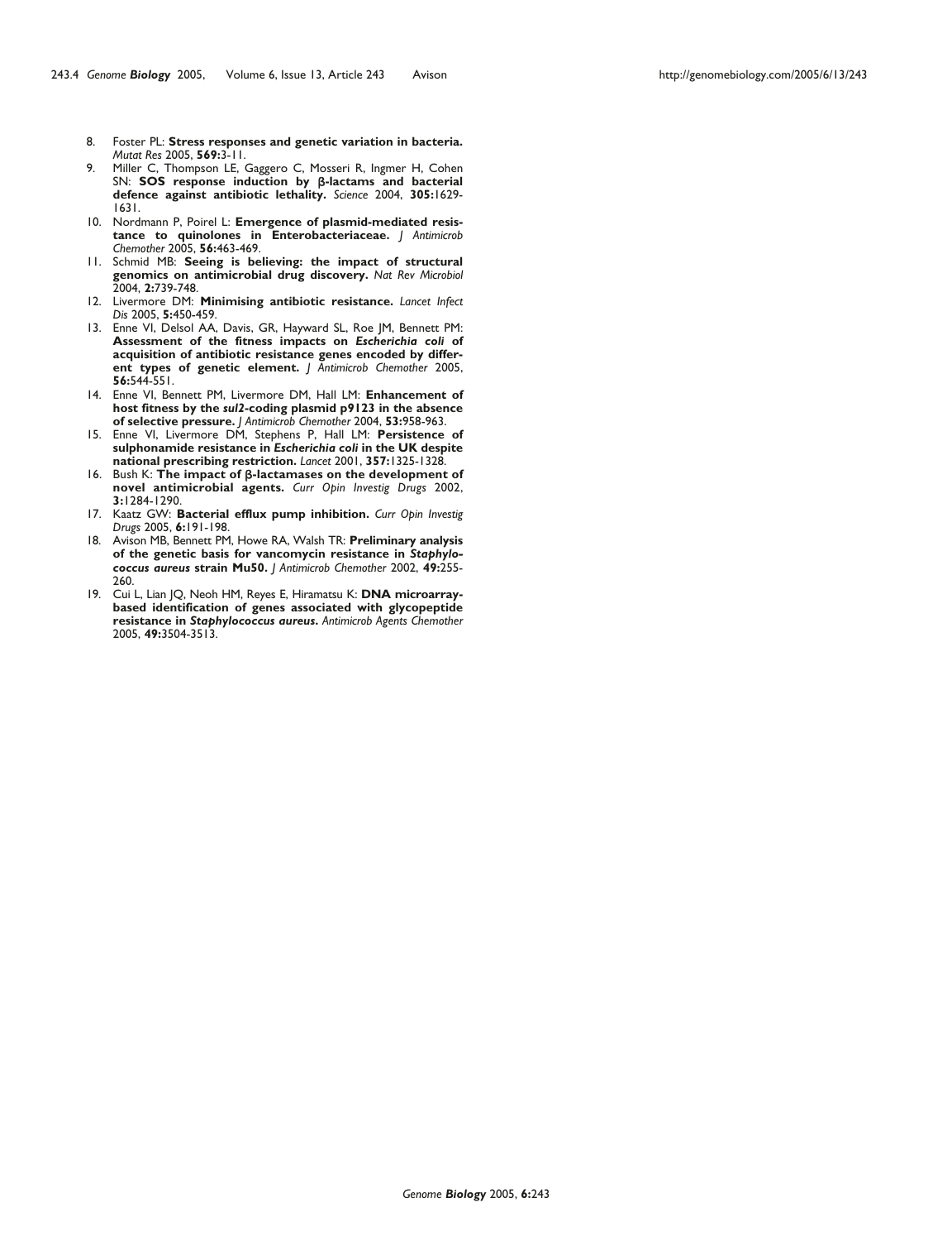8. Foster PL: **Stress responses and genetic variation in bacteria.** *Mutat Res* 2005, **569:**3-11.
9. Miller C, Thompson LE, Gaggero C, Mosseri R, Ingmer H, Cohen SN: **SOS response induction by β-lactams and bacterial defence against antibiotic lethality.** *Science* 2004, **305:**1629-1631.
10. Nordmann P, Poirel L: **Emergence of plasmid-mediated resistance to quinolones in Enterobacteriaceae.** *J Antimicrob Chemother* 2005, **56:**463-469.
11. Schmid MB: **Seeing is believing: the impact of structural genomics on antimicrobial drug discovery.** *Nat Rev Microbiol* 2004, **2:**739-748.
12. Livermore DM: **Minimising antibiotic resistance.** *Lancet Infect Dis* 2005, **5:**450-459.
13. Enne VI, Delsol AA, Davis, GR, Hayward SL, Roe JM, Bennett PM: **Assessment of the fitness impacts on *Escherichia coli* of acquisition of antibiotic resistance genes encoded by different types of genetic element.** *J Antimicrob Chemother* 2005, **56:**544-551.
14. Enne VI, Bennett PM, Livermore DM, Hall LM: **Enhancement of host fitness by the *sul2*-coding plasmid p9123 in the absence of selective pressure.** *J Antimicrob Chemother* 2004, **53:**958-963.
15. Enne VI, Livermore DM, Stephens P, Hall LM: **Persistence of sulphonamide resistance in *Escherichia coli* in the UK despite national prescribing restriction.** *Lancet* 2001, **357:**1325-1328.
16. Bush K: **The impact of β-lactamases on the development of novel antimicrobial agents.** *Curr Opin Investig Drugs* 2002, **3:**1284-1290.
17. Kaatz GW: **Bacterial efflux pump inhibition.** *Curr Opin Investig Drugs* 2005, **6:**191-198.
18. Avison MB, Bennett PM, Howe RA, Walsh TR: **Preliminary analysis of the genetic basis for vancomycin resistance in *Staphylococcus aureus* strain Mu50.** *J Antimicrob Chemother* 2002, **49:**255-260.
19. Cui L, Lian JQ, Neoh HM, Reyes E, Hiramatsu K: **DNA microarray-based identification of genes associated with glycopeptide resistance in *Staphylococcus aureus*.** *Antimicrob Agents Chemother* 2005, **49:**3504-3513.